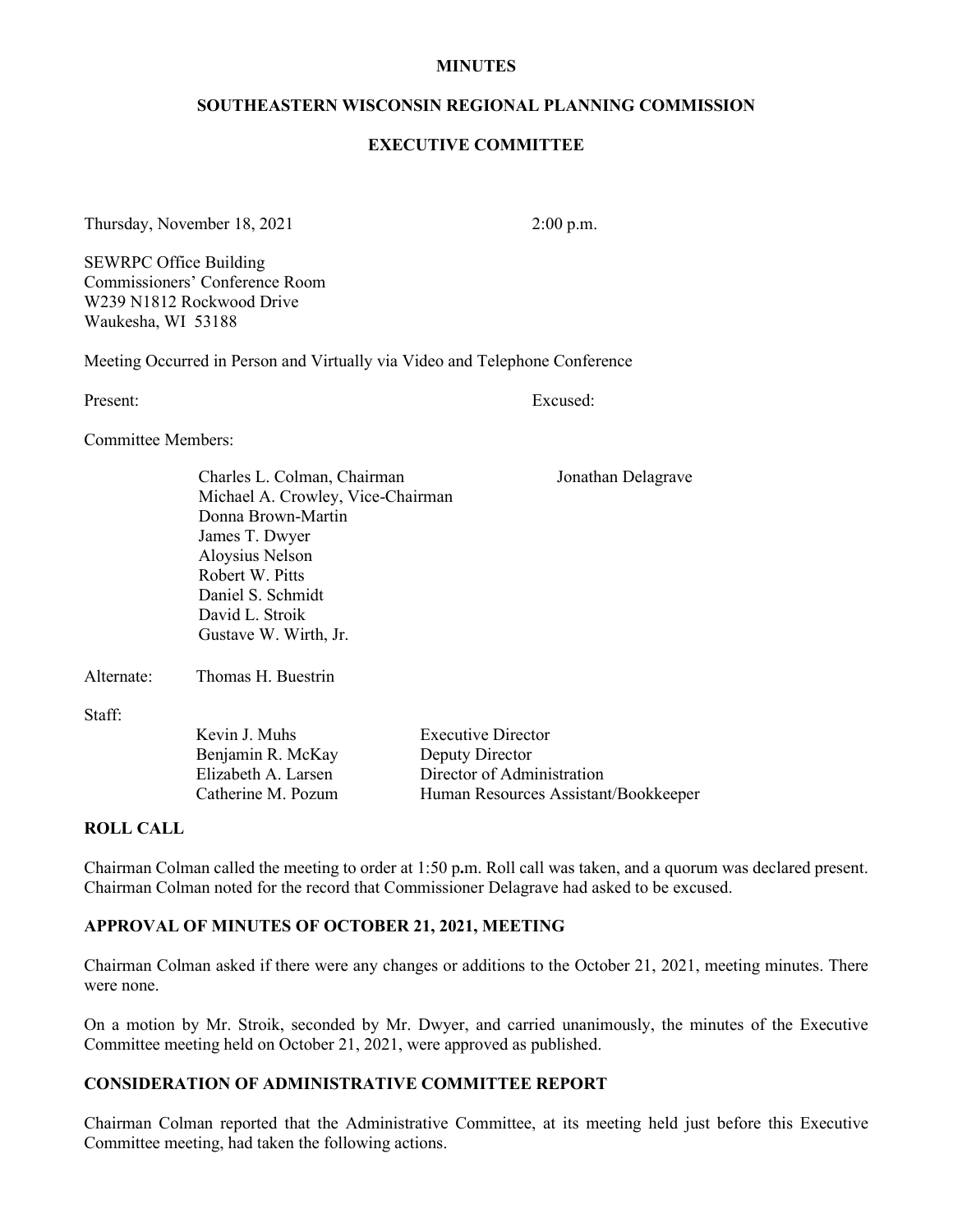**MINUTES**

**SOUTHEASTERN WISCONSIN REGIONAL PLANNING COMMISSION**

**EXECUTIVE COMMITTEE**

Thursday, November 18, 2021 2:00 p.m.

SEWRPC Office Building
Commissioners' Conference Room
W239 N1812 Rockwood Drive
Waukesha, WI 53188

Meeting Occurred in Person and Virtually via Video and Telephone Conference

| Present: | | Excused: |
|---|---|---|
| Committee Members: | | |
| | Charles L. Colman, Chairman | Jonathan Delagrave |
| | Michael A. Crowley, Vice-Chairman | |
| | Donna Brown-Martin | |
| | James T. Dwyer | |
| | Aloysius Nelson | |
| | Robert W. Pitts | |
| | Daniel S. Schmidt | |
| | David L. Stroik | |
| | Gustave W. Wirth, Jr. | |
| Alternate: | Thomas H. Buestrin | |

Staff:

| | |
|---|---|
| Kevin J. Muhs | Executive Director |
| Benjamin R. McKay | Deputy Director |
| Elizabeth A. Larsen | Director of Administration |
| Catherine M. Pozum | Human Resources Assistant/Bookkeeper |

## ROLL CALL

Chairman Colman called the meeting to order at 1:50 p.m. Roll call was taken, and a quorum was declared present. Chairman Colman noted for the record that Commissioner Delagrave had asked to be excused.

## APPROVAL OF MINUTES OF OCTOBER 21, 2021, MEETING

Chairman Colman asked if there were any changes or additions to the October 21, 2021, meeting minutes. There were none.

On a motion by Mr. Stroik, seconded by Mr. Dwyer, and carried unanimously, the minutes of the Executive Committee meeting held on October 21, 2021, were approved as published.

## CONSIDERATION OF ADMINISTRATIVE COMMITTEE REPORT

Chairman Colman reported that the Administrative Committee, at its meeting held just before this Executive Committee meeting, had taken the following actions.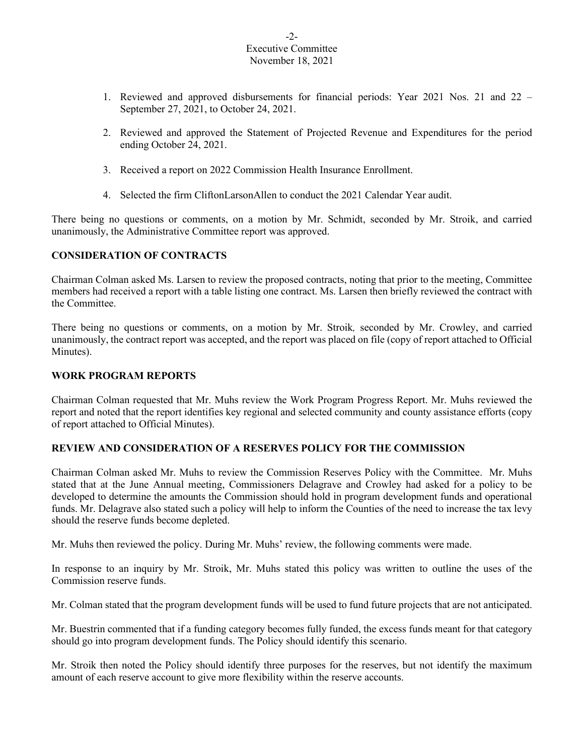1. Reviewed and approved disbursements for financial periods: Year 2021 Nos. 21 and 22 – September 27, 2021, to October 24, 2021.

2. Reviewed and approved the Statement of Projected Revenue and Expenditures for the period ending October 24, 2021.

3. Received a report on 2022 Commission Health Insurance Enrollment.

4. Selected the firm CliftonLarsonAllen to conduct the 2021 Calendar Year audit.

There being no questions or comments, on a motion by Mr. Schmidt, seconded by Mr. Stroik, and carried unanimously, the Administrative Committee report was approved.

**CONSIDERATION OF CONTRACTS**

Chairman Colman asked Ms. Larsen to review the proposed contracts, noting that prior to the meeting, Committee members had received a report with a table listing one contract. Ms. Larsen then briefly reviewed the contract with the Committee.

There being no questions or comments, on a motion by Mr. Stroik, seconded by Mr. Crowley, and carried unanimously, the contract report was accepted, and the report was placed on file (copy of report attached to Official Minutes).

**WORK PROGRAM REPORTS**

Chairman Colman requested that Mr. Muhs review the Work Program Progress Report. Mr. Muhs reviewed the report and noted that the report identifies key regional and selected community and county assistance efforts (copy of report attached to Official Minutes).

**REVIEW AND CONSIDERATION OF A RESERVES POLICY FOR THE COMMISSION**

Chairman Colman asked Mr. Muhs to review the Commission Reserves Policy with the Committee. Mr. Muhs stated that at the June Annual meeting, Commissioners Delagrave and Crowley had asked for a policy to be developed to determine the amounts the Commission should hold in program development funds and operational funds. Mr. Delagrave also stated such a policy will help to inform the Counties of the need to increase the tax levy should the reserve funds become depleted.

Mr. Muhs then reviewed the policy. During Mr. Muhs' review, the following comments were made.

In response to an inquiry by Mr. Stroik, Mr. Muhs stated this policy was written to outline the uses of the Commission reserve funds.

Mr. Colman stated that the program development funds will be used to fund future projects that are not anticipated.

Mr. Buestrin commented that if a funding category becomes fully funded, the excess funds meant for that category should go into program development funds. The Policy should identify this scenario.

Mr. Stroik then noted the Policy should identify three purposes for the reserves, but not identify the maximum amount of each reserve account to give more flexibility within the reserve accounts.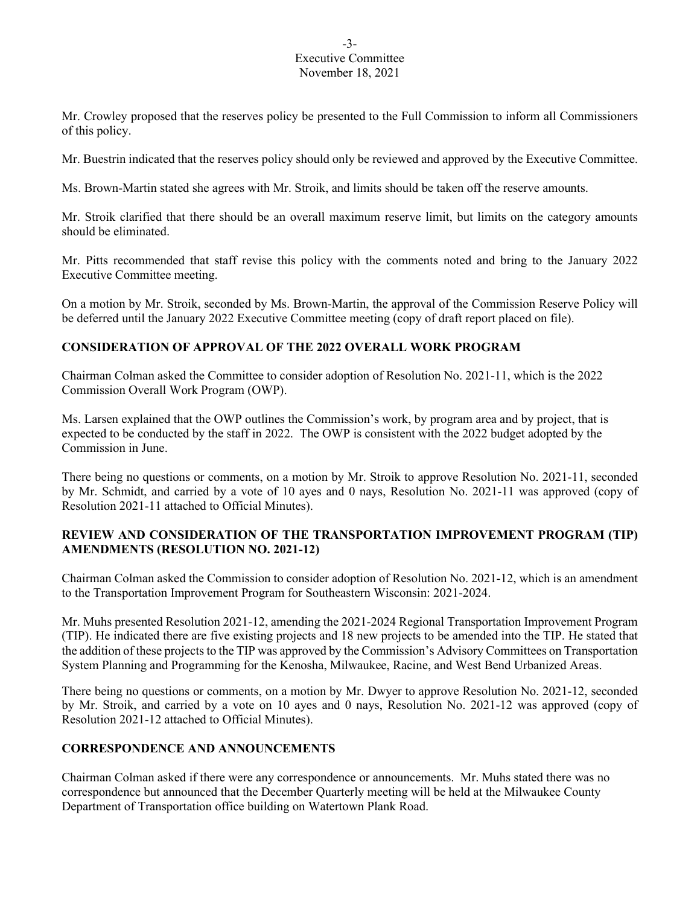Mr. Crowley proposed that the reserves policy be presented to the Full Commission to inform all Commissioners of this policy.

Mr. Buestrin indicated that the reserves policy should only be reviewed and approved by the Executive Committee.

Ms. Brown-Martin stated she agrees with Mr. Stroik, and limits should be taken off the reserve amounts.

Mr. Stroik clarified that there should be an overall maximum reserve limit, but limits on the category amounts should be eliminated.

Mr. Pitts recommended that staff revise this policy with the comments noted and bring to the January 2022 Executive Committee meeting.

On a motion by Mr. Stroik, seconded by Ms. Brown-Martin, the approval of the Commission Reserve Policy will be deferred until the January 2022 Executive Committee meeting (copy of draft report placed on file).

## CONSIDERATION OF APPROVAL OF THE 2022 OVERALL WORK PROGRAM

Chairman Colman asked the Committee to consider adoption of Resolution No. 2021-11, which is the 2022 Commission Overall Work Program (OWP).

Ms. Larsen explained that the OWP outlines the Commission's work, by program area and by project, that is expected to be conducted by the staff in 2022. The OWP is consistent with the 2022 budget adopted by the Commission in June.

There being no questions or comments, on a motion by Mr. Stroik to approve Resolution No. 2021-11, seconded by Mr. Schmidt, and carried by a vote of 10 ayes and 0 nays, Resolution No. 2021-11 was approved (copy of Resolution 2021-11 attached to Official Minutes).

## REVIEW AND CONSIDERATION OF THE TRANSPORTATION IMPROVEMENT PROGRAM (TIP) AMENDMENTS (RESOLUTION NO. 2021-12)

Chairman Colman asked the Commission to consider adoption of Resolution No. 2021-12, which is an amendment to the Transportation Improvement Program for Southeastern Wisconsin: 2021-2024.

Mr. Muhs presented Resolution 2021-12, amending the 2021-2024 Regional Transportation Improvement Program (TIP). He indicated there are five existing projects and 18 new projects to be amended into the TIP. He stated that the addition of these projects to the TIP was approved by the Commission's Advisory Committees on Transportation System Planning and Programming for the Kenosha, Milwaukee, Racine, and West Bend Urbanized Areas.

There being no questions or comments, on a motion by Mr. Dwyer to approve Resolution No. 2021-12, seconded by Mr. Stroik, and carried by a vote on 10 ayes and 0 nays, Resolution No. 2021-12 was approved (copy of Resolution 2021-12 attached to Official Minutes).

## CORRESPONDENCE AND ANNOUNCEMENTS

Chairman Colman asked if there were any correspondence or announcements. Mr. Muhs stated there was no correspondence but announced that the December Quarterly meeting will be held at the Milwaukee County Department of Transportation office building on Watertown Plank Road.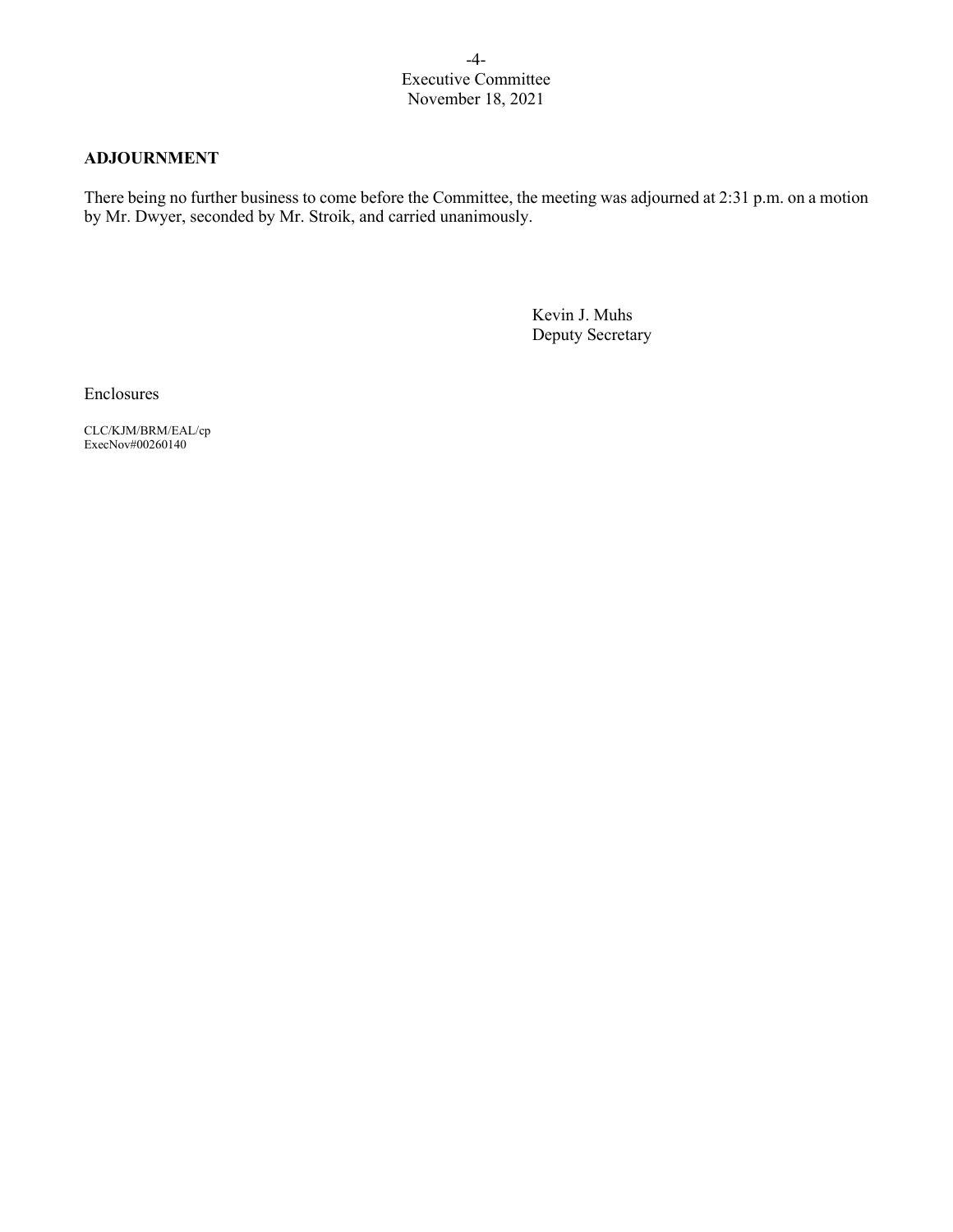## ADJOURNMENT

There being no further business to come before the Committee, the meeting was adjourned at 2:31 p.m. on a motion by Mr. Dwyer, seconded by Mr. Stroik, and carried unanimously.

Kevin J. Muhs
Deputy Secretary

Enclosures

CLC/KJM/BRM/EAL/cp
ExecNov#00260140